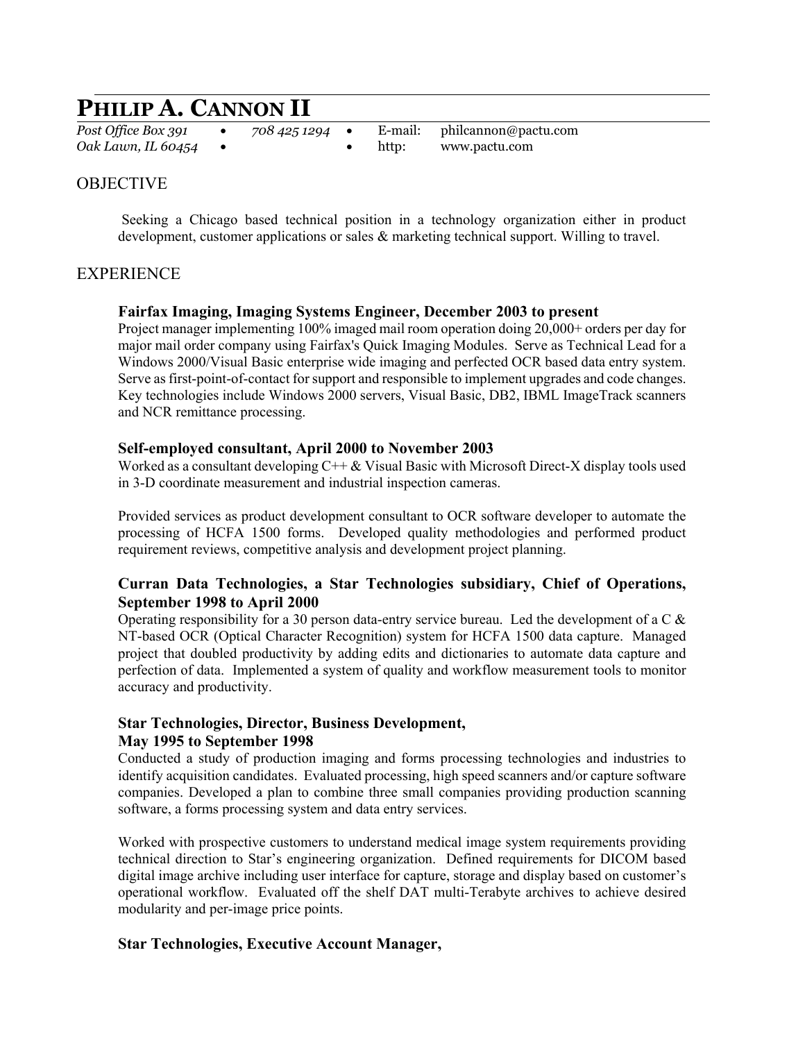# PHILIP A. CANNON II

*Post Office Box 391* • *708 425 1294* • E-mail: philcannon@pactu.com
*Oak Lawn, IL 60454* • • http: www.pactu.com

## OBJECTIVE

Seeking a Chicago based technical position in a technology organization either in product development, customer applications or sales & marketing technical support. Willing to travel.

## EXPERIENCE

### Fairfax Imaging, Imaging Systems Engineer, December 2003 to present

Project manager implementing 100% imaged mail room operation doing 20,000+ orders per day for major mail order company using Fairfax's Quick Imaging Modules. Serve as Technical Lead for a Windows 2000/Visual Basic enterprise wide imaging and perfected OCR based data entry system. Serve as first-point-of-contact for support and responsible to implement upgrades and code changes. Key technologies include Windows 2000 servers, Visual Basic, DB2, IBML ImageTrack scanners and NCR remittance processing.

### Self-employed consultant, April 2000 to November 2003

Worked as a consultant developing C++ & Visual Basic with Microsoft Direct-X display tools used in 3-D coordinate measurement and industrial inspection cameras.

Provided services as product development consultant to OCR software developer to automate the processing of HCFA 1500 forms. Developed quality methodologies and performed product requirement reviews, competitive analysis and development project planning.

### Curran Data Technologies, a Star Technologies subsidiary, Chief of Operations, September 1998 to April 2000

Operating responsibility for a 30 person data-entry service bureau. Led the development of a C & NT-based OCR (Optical Character Recognition) system for HCFA 1500 data capture. Managed project that doubled productivity by adding edits and dictionaries to automate data capture and perfection of data. Implemented a system of quality and workflow measurement tools to monitor accuracy and productivity.

### Star Technologies, Director, Business Development, May 1995 to September 1998

Conducted a study of production imaging and forms processing technologies and industries to identify acquisition candidates. Evaluated processing, high speed scanners and/or capture software companies. Developed a plan to combine three small companies providing production scanning software, a forms processing system and data entry services.

Worked with prospective customers to understand medical image system requirements providing technical direction to Star's engineering organization. Defined requirements for DICOM based digital image archive including user interface for capture, storage and display based on customer's operational workflow. Evaluated off the shelf DAT multi-Terabyte archives to achieve desired modularity and per-image price points.

### Star Technologies, Executive Account Manager,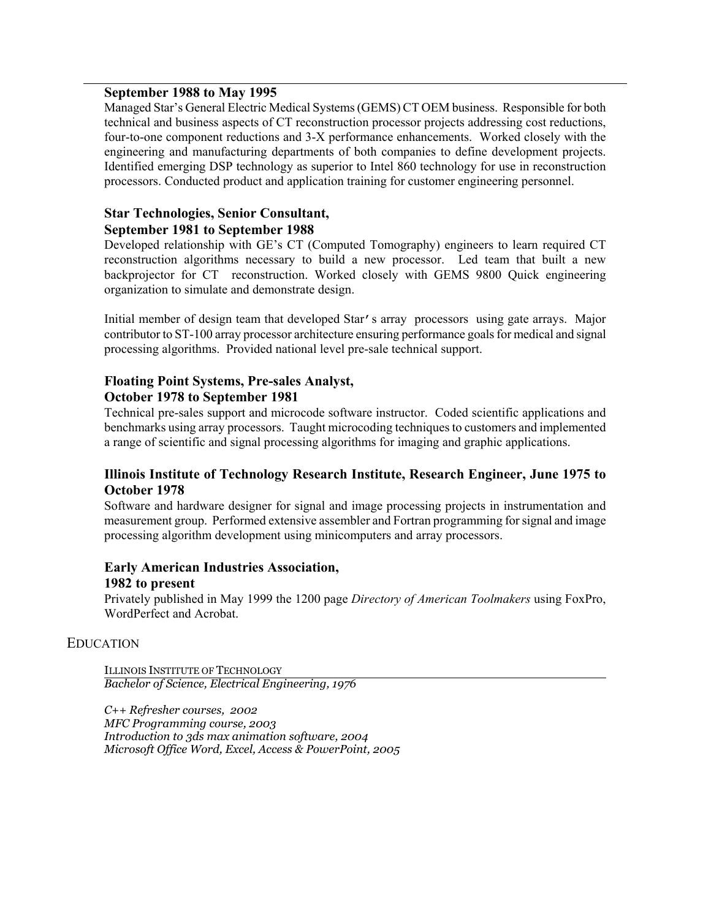**September 1988 to May 1995**

Managed Star's General Electric Medical Systems (GEMS) CT OEM business. Responsible for both technical and business aspects of CT reconstruction processor projects addressing cost reductions, four-to-one component reductions and 3-X performance enhancements. Worked closely with the engineering and manufacturing departments of both companies to define development projects. Identified emerging DSP technology as superior to Intel 860 technology for use in reconstruction processors. Conducted product and application training for customer engineering personnel.

**Star Technologies, Senior Consultant,**
**September 1981 to September 1988**

Developed relationship with GE's CT (Computed Tomography) engineers to learn required CT reconstruction algorithms necessary to build a new processor. Led team that built a new backprojector for CT reconstruction. Worked closely with GEMS 9800 Quick engineering organization to simulate and demonstrate design.

Initial member of design team that developed Star's array processors using gate arrays. Major contributor to ST-100 array processor architecture ensuring performance goals for medical and signal processing algorithms. Provided national level pre-sale technical support.

**Floating Point Systems, Pre-sales Analyst,**
**October 1978 to September 1981**

Technical pre-sales support and microcode software instructor. Coded scientific applications and benchmarks using array processors. Taught microcoding techniques to customers and implemented a range of scientific and signal processing algorithms for imaging and graphic applications.

**Illinois Institute of Technology Research Institute, Research Engineer, June 1975 to October 1978**

Software and hardware designer for signal and image processing projects in instrumentation and measurement group. Performed extensive assembler and Fortran programming for signal and image processing algorithm development using minicomputers and array processors.

**Early American Industries Association,**
**1982 to present**

Privately published in May 1999 the 1200 page *Directory of American Toolmakers* using FoxPro, WordPerfect and Acrobat.

## EDUCATION

ILLINOIS INSTITUTE OF TECHNOLOGY
*Bachelor of Science, Electrical Engineering, 1976*

*C++ Refresher courses, 2002*
*MFC Programming course, 2003*
*Introduction to 3ds max animation software, 2004*
*Microsoft Office Word, Excel, Access & PowerPoint, 2005*